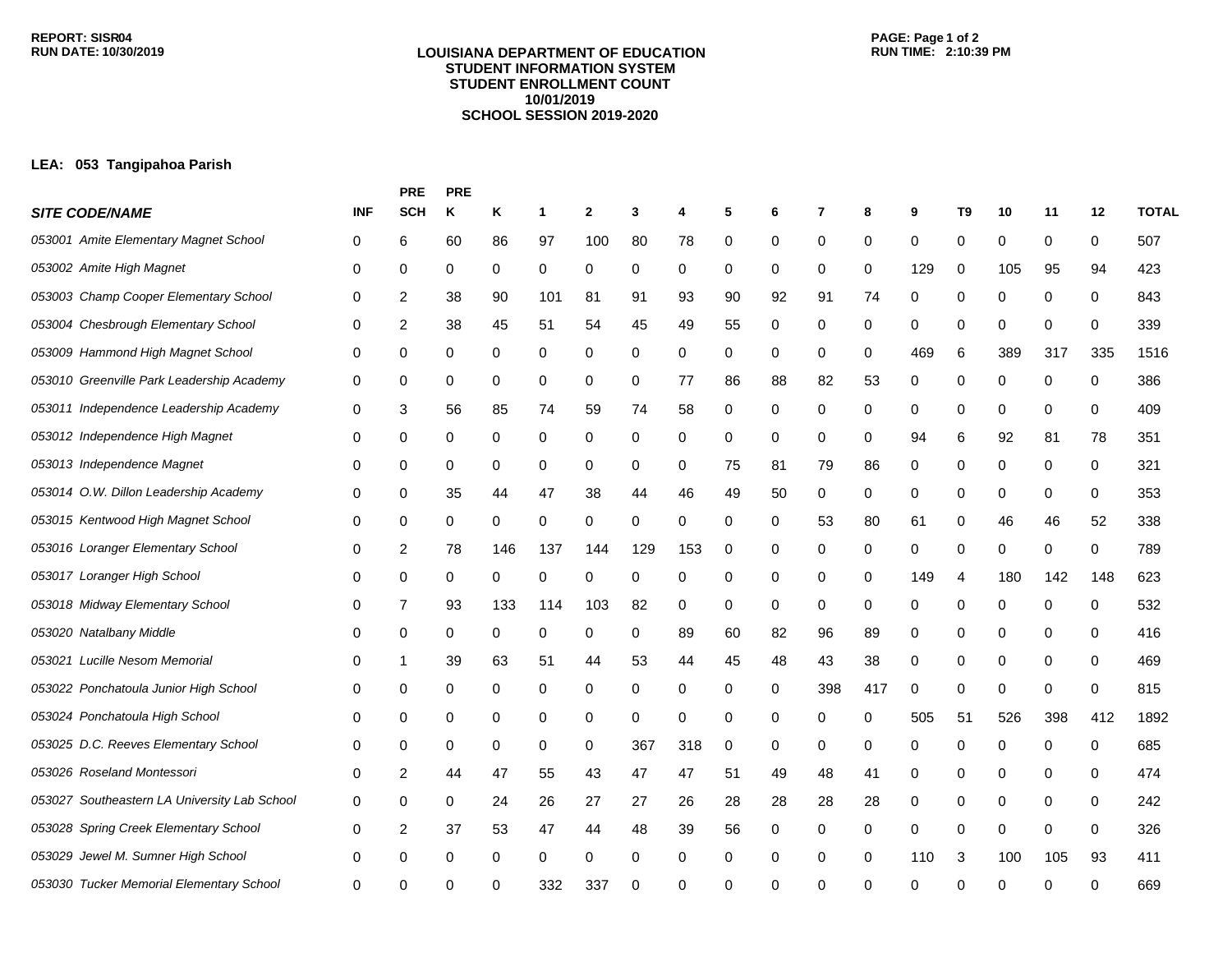REPORT: SISR04
RUN DATE: 10/30/2019

# LOUISIANA DEPARTMENT OF EDUCATION
## STUDENT INFORMATION SYSTEM
## STUDENT ENROLLMENT COUNT
## 10/01/2019
## SCHOOL SESSION 2019-2020

RUN TIME: 2:10:39 PM

**LEA: 053 Tangipahoa Parish**

| SITE CODE/NAME | INF | PRE SCH | PRE K | K | 1 | 2 | 3 | 4 | 5 | 6 | 7 | 8 | 9 | T9 | 10 | 11 | 12 | TOTAL |
|---|---|---|---|---|---|---|---|---|---|---|---|---|---|---|---|---|---|---|
| 053001 Amite Elementary Magnet School | 0 | 6 | 60 | 86 | 97 | 100 | 80 | 78 | 0 | 0 | 0 | 0 | 0 | 0 | 0 | 0 | 0 | 507 |
| 053002 Amite High Magnet | 0 | 0 | 0 | 0 | 0 | 0 | 0 | 0 | 0 | 0 | 0 | 0 | 129 | 0 | 105 | 95 | 94 | 423 |
| 053003 Champ Cooper Elementary School | 0 | 2 | 38 | 90 | 101 | 81 | 91 | 93 | 90 | 92 | 91 | 74 | 0 | 0 | 0 | 0 | 0 | 843 |
| 053004 Chesbrough Elementary School | 0 | 2 | 38 | 45 | 51 | 54 | 45 | 49 | 55 | 0 | 0 | 0 | 0 | 0 | 0 | 0 | 0 | 339 |
| 053009 Hammond High Magnet School | 0 | 0 | 0 | 0 | 0 | 0 | 0 | 0 | 0 | 0 | 0 | 0 | 469 | 6 | 389 | 317 | 335 | 1516 |
| 053010 Greenville Park Leadership Academy | 0 | 0 | 0 | 0 | 0 | 0 | 0 | 77 | 86 | 88 | 82 | 53 | 0 | 0 | 0 | 0 | 0 | 386 |
| 053011 Independence Leadership Academy | 0 | 3 | 56 | 85 | 74 | 59 | 74 | 58 | 0 | 0 | 0 | 0 | 0 | 0 | 0 | 0 | 0 | 409 |
| 053012 Independence High Magnet | 0 | 0 | 0 | 0 | 0 | 0 | 0 | 0 | 0 | 0 | 0 | 0 | 94 | 6 | 92 | 81 | 78 | 351 |
| 053013 Independence Magnet | 0 | 0 | 0 | 0 | 0 | 0 | 0 | 0 | 75 | 81 | 79 | 86 | 0 | 0 | 0 | 0 | 0 | 321 |
| 053014 O.W. Dillon Leadership Academy | 0 | 0 | 35 | 44 | 47 | 38 | 44 | 46 | 49 | 50 | 0 | 0 | 0 | 0 | 0 | 0 | 0 | 353 |
| 053015 Kentwood High Magnet School | 0 | 0 | 0 | 0 | 0 | 0 | 0 | 0 | 0 | 0 | 53 | 80 | 61 | 0 | 46 | 46 | 52 | 338 |
| 053016 Loranger Elementary School | 0 | 2 | 78 | 146 | 137 | 144 | 129 | 153 | 0 | 0 | 0 | 0 | 0 | 0 | 0 | 0 | 0 | 789 |
| 053017 Loranger High School | 0 | 0 | 0 | 0 | 0 | 0 | 0 | 0 | 0 | 0 | 0 | 0 | 149 | 4 | 180 | 142 | 148 | 623 |
| 053018 Midway Elementary School | 0 | 7 | 93 | 133 | 114 | 103 | 82 | 0 | 0 | 0 | 0 | 0 | 0 | 0 | 0 | 0 | 0 | 532 |
| 053020 Natalbany Middle | 0 | 0 | 0 | 0 | 0 | 0 | 0 | 89 | 60 | 82 | 96 | 89 | 0 | 0 | 0 | 0 | 0 | 416 |
| 053021 Lucille Nesom Memorial | 0 | 1 | 39 | 63 | 51 | 44 | 53 | 44 | 45 | 48 | 43 | 38 | 0 | 0 | 0 | 0 | 0 | 469 |
| 053022 Ponchatoula Junior High School | 0 | 0 | 0 | 0 | 0 | 0 | 0 | 0 | 0 | 0 | 398 | 417 | 0 | 0 | 0 | 0 | 0 | 815 |
| 053024 Ponchatoula High School | 0 | 0 | 0 | 0 | 0 | 0 | 0 | 0 | 0 | 0 | 0 | 0 | 505 | 51 | 526 | 398 | 412 | 1892 |
| 053025 D.C. Reeves Elementary School | 0 | 0 | 0 | 0 | 0 | 0 | 367 | 318 | 0 | 0 | 0 | 0 | 0 | 0 | 0 | 0 | 0 | 685 |
| 053026 Roseland Montessori | 0 | 2 | 44 | 47 | 55 | 43 | 47 | 47 | 51 | 49 | 48 | 41 | 0 | 0 | 0 | 0 | 0 | 474 |
| 053027 Southeastern LA University Lab School | 0 | 0 | 0 | 24 | 26 | 27 | 27 | 26 | 28 | 28 | 28 | 28 | 0 | 0 | 0 | 0 | 0 | 242 |
| 053028 Spring Creek Elementary School | 0 | 2 | 37 | 53 | 47 | 44 | 48 | 39 | 56 | 0 | 0 | 0 | 0 | 0 | 0 | 0 | 0 | 326 |
| 053029 Jewel M. Sumner High School | 0 | 0 | 0 | 0 | 0 | 0 | 0 | 0 | 0 | 0 | 0 | 0 | 110 | 3 | 100 | 105 | 93 | 411 |
| 053030 Tucker Memorial Elementary School | 0 | 0 | 0 | 0 | 332 | 337 | 0 | 0 | 0 | 0 | 0 | 0 | 0 | 0 | 0 | 0 | 0 | 669 |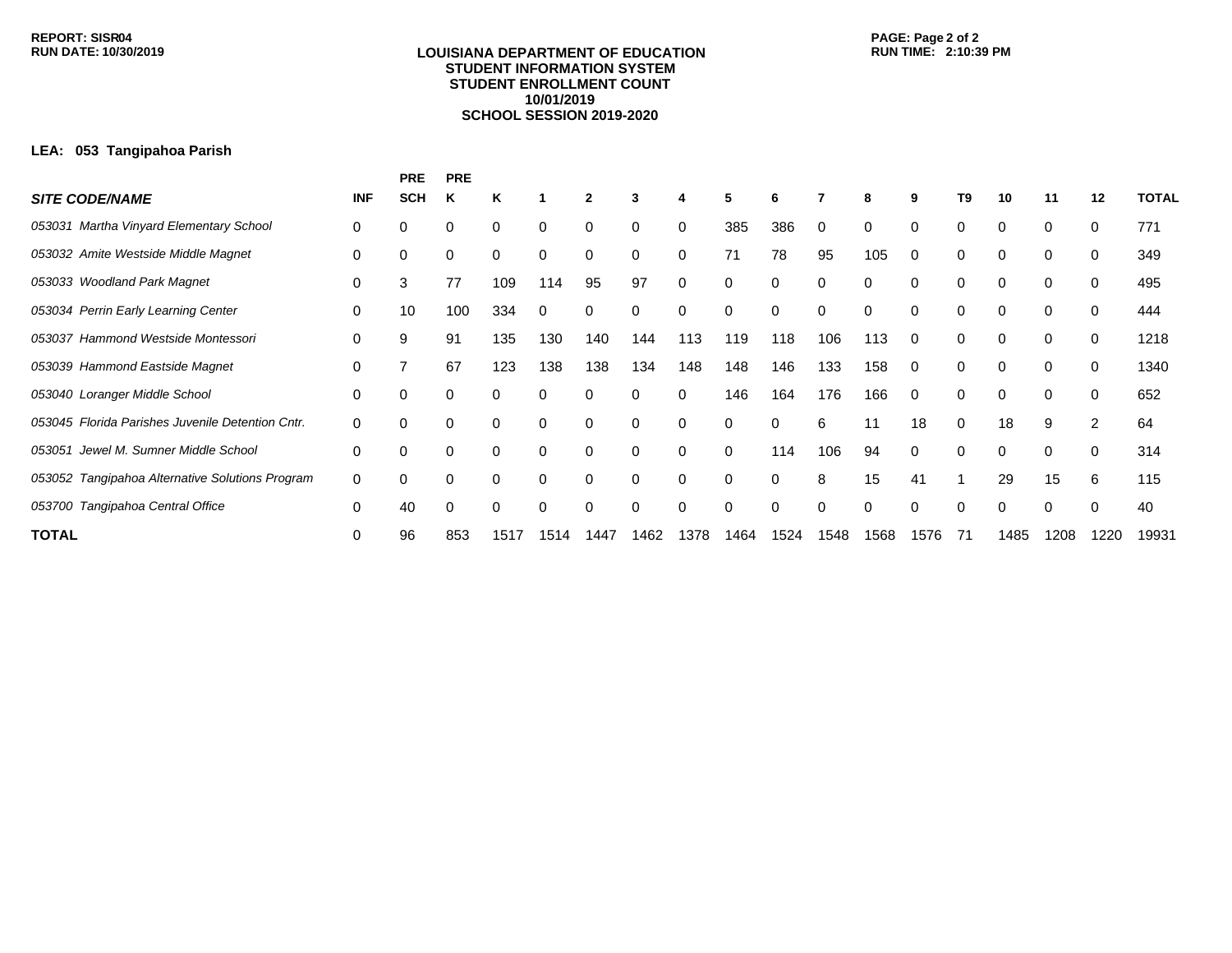REPORT: SISR04
RUN DATE: 10/30/2019

**LOUISIANA DEPARTMENT OF EDUCATION**
**STUDENT INFORMATION SYSTEM**
**STUDENT ENROLLMENT COUNT**
**10/01/2019**
**SCHOOL SESSION 2019-2020**

RUN TIME: 2:10:39 PM

**LEA: 053 Tangipahoa Parish**

| SITE CODE/NAME | INF | PRE SCH | PRE K | K | 1 | 2 | 3 | 4 | 5 | 6 | 7 | 8 | 9 | T9 | 10 | 11 | 12 | TOTAL |
|---|---|---|---|---|---|---|---|---|---|---|---|---|---|---|---|---|---|---|
| *053031 Martha Vinyard Elementary School* | 0 | 0 | 0 | 0 | 0 | 0 | 0 | 0 | 385 | 386 | 0 | 0 | 0 | 0 | 0 | 0 | 0 | 771 |
| *053032 Amite Westside Middle Magnet* | 0 | 0 | 0 | 0 | 0 | 0 | 0 | 0 | 71 | 78 | 95 | 105 | 0 | 0 | 0 | 0 | 0 | 349 |
| *053033 Woodland Park Magnet* | 0 | 3 | 77 | 109 | 114 | 95 | 97 | 0 | 0 | 0 | 0 | 0 | 0 | 0 | 0 | 0 | 0 | 495 |
| *053034 Perrin Early Learning Center* | 0 | 10 | 100 | 334 | 0 | 0 | 0 | 0 | 0 | 0 | 0 | 0 | 0 | 0 | 0 | 0 | 0 | 444 |
| *053037 Hammond Westside Montessori* | 0 | 9 | 91 | 135 | 130 | 140 | 144 | 113 | 119 | 118 | 106 | 113 | 0 | 0 | 0 | 0 | 0 | 1218 |
| *053039 Hammond Eastside Magnet* | 0 | 7 | 67 | 123 | 138 | 138 | 134 | 148 | 148 | 146 | 133 | 158 | 0 | 0 | 0 | 0 | 0 | 1340 |
| *053040 Loranger Middle School* | 0 | 0 | 0 | 0 | 0 | 0 | 0 | 0 | 146 | 164 | 176 | 166 | 0 | 0 | 0 | 0 | 0 | 652 |
| *053045 Florida Parishes Juvenile Detention Cntr.* | 0 | 0 | 0 | 0 | 0 | 0 | 0 | 0 | 0 | 0 | 6 | 11 | 18 | 0 | 18 | 9 | 2 | 64 |
| *053051 Jewel M. Sumner Middle School* | 0 | 0 | 0 | 0 | 0 | 0 | 0 | 0 | 0 | 114 | 106 | 94 | 0 | 0 | 0 | 0 | 0 | 314 |
| *053052 Tangipahoa Alternative Solutions Program* | 0 | 0 | 0 | 0 | 0 | 0 | 0 | 0 | 0 | 0 | 8 | 15 | 41 | 1 | 29 | 15 | 6 | 115 |
| *053700 Tangipahoa Central Office* | 0 | 40 | 0 | 0 | 0 | 0 | 0 | 0 | 0 | 0 | 0 | 0 | 0 | 0 | 0 | 0 | 0 | 40 |
| **TOTAL** | 0 | 96 | 853 | 1517 | 1514 | 1447 | 1462 | 1378 | 1464 | 1524 | 1548 | 1568 | 1576 | 71 | 1485 | 1208 | 1220 | 19931 |